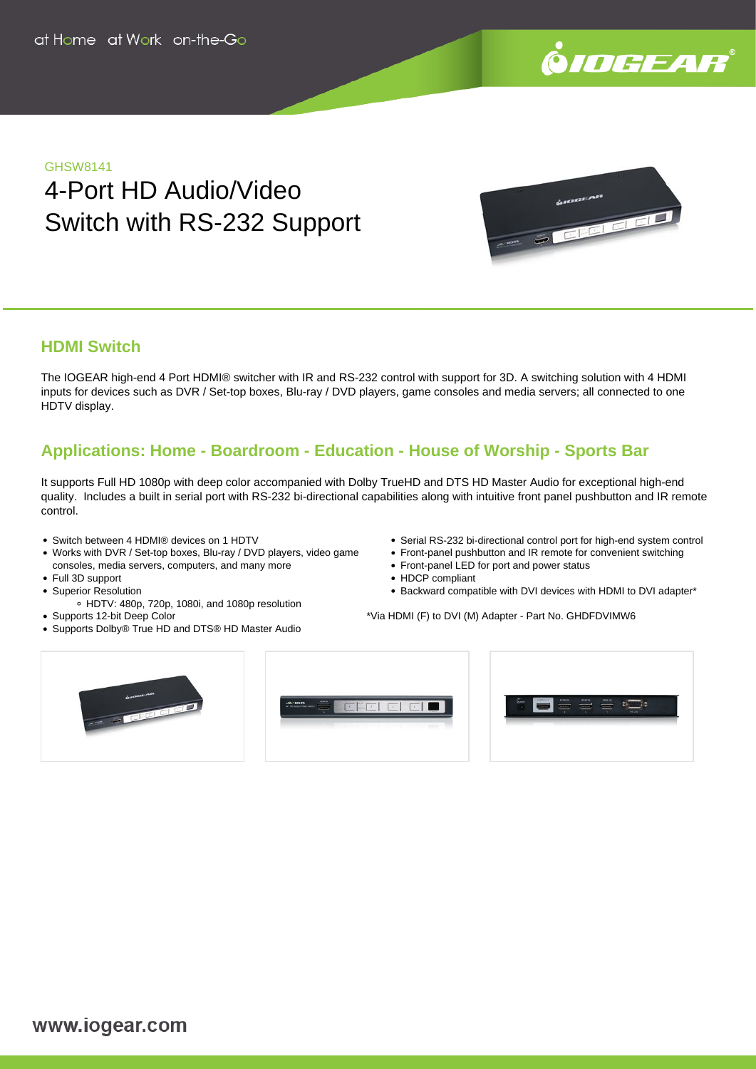GHSW8141

# 4-Port HD Audio/Video Switch with RS-232 Support

## HDMI Switch

The IOGEAR high-end 4 Port HDMI® switcher with IR and RS-232 control with support for 3D. A switching solution with 4 HDMI inputs for devices such as DVR / Set-top boxes, Blu-ray / DVD players, game consoles and media servers; all connected to one HDTV display.

## Applications: Home - Boardroom - Education - House of Worship - Sports Bar

It supports Full HD 1080p with deep color accompanied with Dolby TrueHD and DTS HD Master Audio for exceptional high-end quality. Includes a built in serial port with RS-232 bi-directional capabilities along with intuitive front panel pushbutton and IR remote control.

- Switch between 4 HDMI® devices on 1 HDTV
- Works with DVR / Set-top boxes, Blu-ray / DVD players, video game consoles, media servers, computers, and many more
- Full 3D support
- Superior Resolution
  - HDTV: 480p, 720p, 1080i, and 1080p resolution
- Supports 12-bit Deep Color
- Supports Dolby® True HD and DTS® HD Master Audio
- Serial RS-232 bi-directional control port for high-end system control
- Front-panel pushbutton and IR remote for convenient switching
- Front-panel LED for port and power status
- HDCP compliant
- Backward compatible with DVI devices with HDMI to DVI adapter*

*Via HDMI (F) to DVI (M) Adapter - Part No. GHDFDVIMW6

www.iogear.com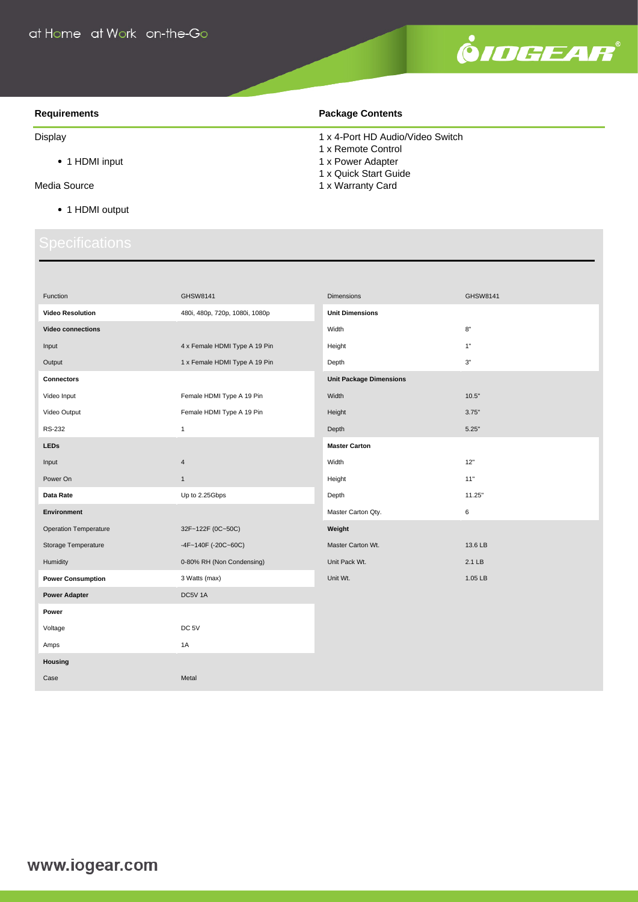## Requirements

Display

- 1 HDMI input

Media Source

- 1 HDMI output

## Package Contents

1 x 4-Port HD Audio/Video Switch
1 x Remote Control
1 x Power Adapter
1 x Quick Start Guide
1 x Warranty Card

# Specifications

| Function | GHSW8141 |
|---|---|
| **Video Resolution** | 480i, 480p, 720p, 1080i, 1080p |
| **Video connections** | |
| Input | 4 x Female HDMI Type A 19 Pin |
| Output | 1 x Female HDMI Type A 19 Pin |
| **Connectors** | |
| Video Input | Female HDMI Type A 19 Pin |
| Video Output | Female HDMI Type A 19 Pin |
| RS-232 | 1 |
| **LEDs** | |
| Input | 4 |
| Power On | 1 |
| **Data Rate** | Up to 2.25Gbps |
| **Environment** | |
| Operation Temperature | 32F~122F (0C~50C) |
| Storage Temperature | -4F~140F (-20C~60C) |
| Humidity | 0-80% RH (Non Condensing) |
| **Power Consumption** | 3 Watts (max) |
| **Power Adapter** | DC5V 1A |
| **Power** | |
| Voltage | DC 5V |
| Amps | 1A |
| **Housing** | |
| Case | Metal |

| Dimensions | GHSW8141 |
|---|---|
| **Unit Dimensions** | |
| Width | 8" |
| Height | 1" |
| Depth | 3" |
| **Unit Package Dimensions** | |
| Width | 10.5" |
| Height | 3.75" |
| Depth | 5.25" |
| **Master Carton** | |
| Width | 12" |
| Height | 11" |
| Depth | 11.25" |
| Master Carton Qty. | 6 |
| **Weight** | |
| Master Carton Wt. | 13.6 LB |
| Unit Pack Wt. | 2.1 LB |
| Unit Wt. | 1.05 LB |

www.iogear.com